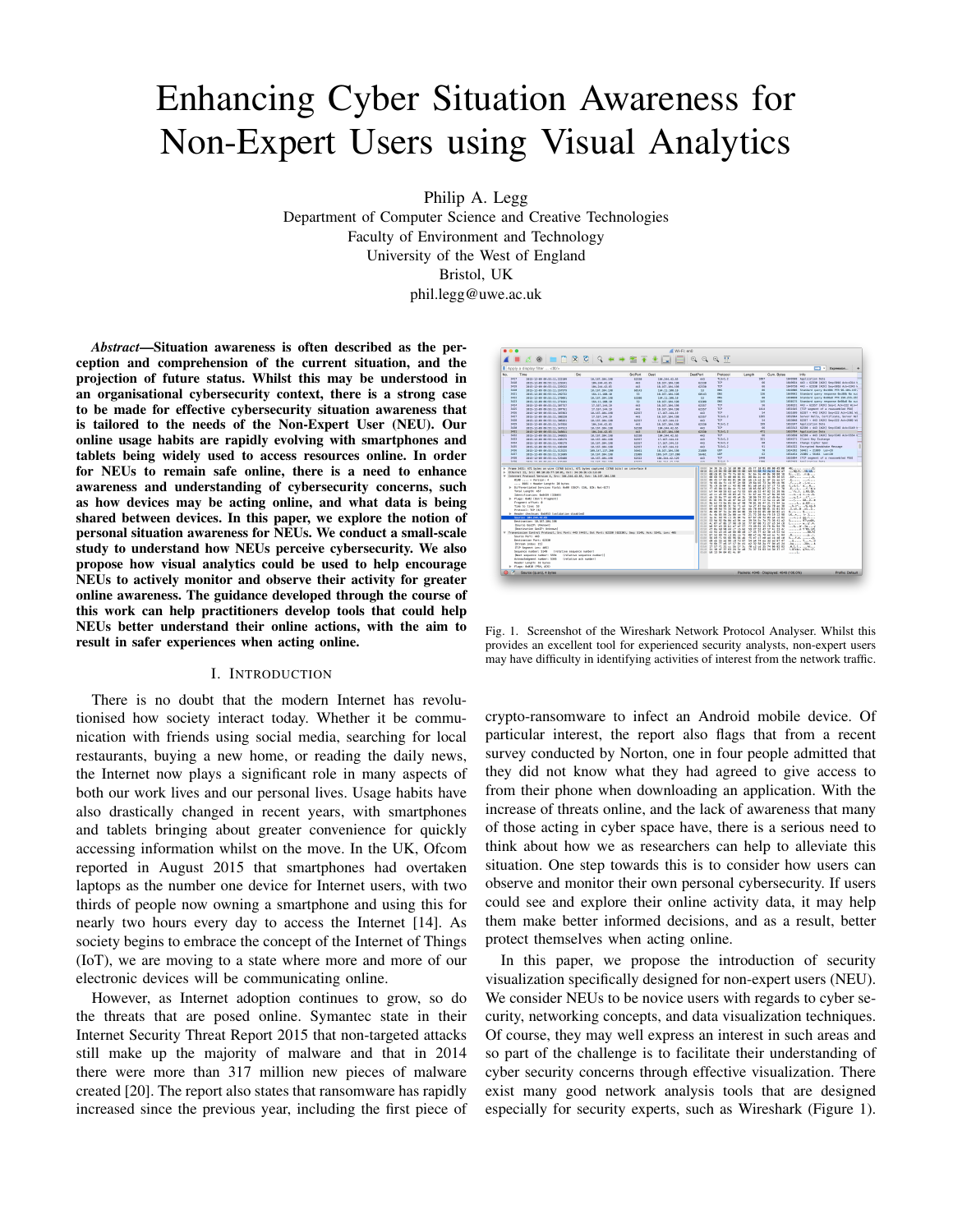# Enhancing Cyber Situation Awareness for Non-Expert Users using Visual Analytics

Philip A. Legg
Department of Computer Science and Creative Technologies
Faculty of Environment and Technology
University of the West of England
Bristol, UK
phil.legg@uwe.ac.uk

***Abstract*—Situation awareness is often described as the perception and comprehension of the current situation, and the projection of future status. Whilst this may be understood in an organisational cybersecurity context, there is a strong case to be made for effective cybersecurity situation awareness that is tailored to the needs of the Non-Expert User (NEU). Our online usage habits are rapidly evolving with smartphones and tablets being widely used to access resources online. In order for NEUs to remain safe online, there is a need to enhance awareness and understanding of cybersecurity concerns, such as how devices may be acting online, and what data is being shared between devices. In this paper, we explore the notion of personal situation awareness for NEUs. We conduct a small-scale study to understand how NEUs perceive cybersecurity. We also propose how visual analytics could be used to help encourage NEUs to actively monitor and observe their activity for greater online awareness. The guidance developed through the course of this work can help practitioners develop tools that could help NEUs better understand their online actions, with the aim to result in safer experiences when acting online.**

## I. Introduction

There is no doubt that the modern Internet has revolutionised how society interact today. Whether it be communication with friends using social media, searching for local restaurants, buying a new home, or reading the daily news, the Internet now plays a significant role in many aspects of both our work lives and our personal lives. Usage habits have also drastically changed in recent years, with smartphones and tablets bringing about greater convenience for quickly accessing information whilst on the move. In the UK, Ofcom reported in August 2015 that smartphones had overtaken laptops as the number one device for Internet users, with two thirds of people now owning a smartphone and using this for nearly two hours every day to access the Internet [14]. As society begins to embrace the concept of the Internet of Things (IoT), we are moving to a state where more and more of our electronic devices will be communicating online.

However, as Internet adoption continues to grow, so do the threats that are posed online. Symantec state in their Internet Security Threat Report 2015 that non-targeted attacks still make up the majority of malware and that in 2014 there were more than 317 million new pieces of malware created [20]. The report also states that ransomware has rapidly increased since the previous year, including the first piece of crypto-ransomware to infect an Android mobile device. Of particular interest, the report also flags that from a recent survey conducted by Norton, one in four people admitted that they did not know what they had agreed to give access to from their phone when downloading an application. With the increase of threats online, and the lack of awareness that many of those acting in cyber space have, there is a serious need to think about how we as researchers can help to alleviate this situation. One step towards this is to consider how users can observe and monitor their own personal cybersecurity. If users could see and explore their online activity data, it may help them make better informed decisions, and as a result, better protect themselves when acting online.

Fig. 1. Screenshot of the Wireshark Network Protocol Analyser. Whilst this provides an excellent tool for experienced security analysts, non-expert users may have difficulty in identifying activities of interest from the network traffic.

In this paper, we propose the introduction of security visualization specifically designed for non-expert users (NEU). We consider NEUs to be novice users with regards to cyber security, networking concepts, and data visualization techniques. Of course, they may well express an interest in such areas and so part of the challenge is to facilitate their understanding of cyber security concerns through effective visualization. There exist many good network analysis tools that are designed especially for security experts, such as Wireshark (Figure 1).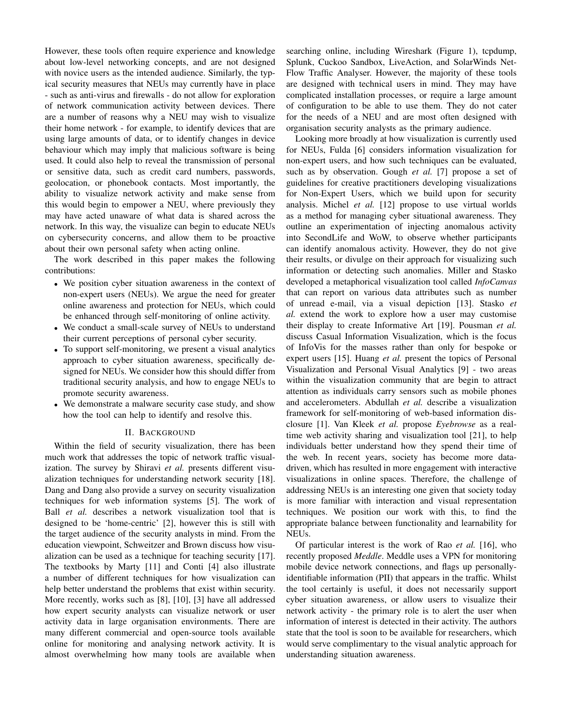However, these tools often require experience and knowledge about low-level networking concepts, and are not designed with novice users as the intended audience. Similarly, the typical security measures that NEUs may currently have in place - such as anti-virus and firewalls - do not allow for exploration of network communication activity between devices. There are a number of reasons why a NEU may wish to visualize their home network - for example, to identify devices that are using large amounts of data, or to identify changes in device behaviour which may imply that malicious software is being used. It could also help to reveal the transmission of personal or sensitive data, such as credit card numbers, passwords, geolocation, or phonebook contacts. Most importantly, the ability to visualize network activity and make sense from this would begin to empower a NEU, where previously they may have acted unaware of what data is shared across the network. In this way, the visualize can begin to educate NEUs on cybersecurity concerns, and allow them to be proactive about their own personal safety when acting online.

The work described in this paper makes the following contributions:

- We position cyber situation awareness in the context of non-expert users (NEUs). We argue the need for greater online awareness and protection for NEUs, which could be enhanced through self-monitoring of online activity.
- We conduct a small-scale survey of NEUs to understand their current perceptions of personal cyber security.
- To support self-monitoring, we present a visual analytics approach to cyber situation awareness, specifically designed for NEUs. We consider how this should differ from traditional security analysis, and how to engage NEUs to promote security awareness.
- We demonstrate a malware security case study, and show how the tool can help to identify and resolve this.

## II. Background

Within the field of security visualization, there has been much work that addresses the topic of network traffic visualization. The survey by Shiravi *et al.* presents different visualization techniques for understanding network security [18]. Dang and Dang also provide a survey on security visualization techniques for web information systems [5]. The work of Ball *et al.* describes a network visualization tool that is designed to be 'home-centric' [2], however this is still with the target audience of the security analysts in mind. From the education viewpoint, Schweitzer and Brown discuss how visualization can be used as a technique for teaching security [17]. The textbooks by Marty [11] and Conti [4] also illustrate a number of different techniques for how visualization can help better understand the problems that exist within security. More recently, works such as [8], [10], [3] have all addressed how expert security analysts can visualize network or user activity data in large organisation environments. There are many different commercial and open-source tools available online for monitoring and analysing network activity. It is almost overwhelming how many tools are available when searching online, including Wireshark (Figure 1), tcpdump, Splunk, Cuckoo Sandbox, LiveAction, and SolarWinds Net-Flow Traffic Analyser. However, the majority of these tools are designed with technical users in mind. They may have complicated installation processes, or require a large amount of configuration to be able to use them. They do not cater for the needs of a NEU and are most often designed with organisation security analysts as the primary audience.

Looking more broadly at how visualization is currently used for NEUs, Fulda [6] considers information visualization for non-expert users, and how such techniques can be evaluated, such as by observation. Gough *et al.* [7] propose a set of guidelines for creative practitioners developing visualizations for Non-Expert Users, which we build upon for security analysis. Michel *et al.* [12] propose to use virtual worlds as a method for managing cyber situational awareness. They outline an experimentation of injecting anomalous activity into SecondLife and WoW, to observe whether participants can identify anomalous activity. However, they do not give their results, or divulge on their approach for visualizing such information or detecting such anomalies. Miller and Stasko developed a metaphorical visualization tool called *InfoCanvas* that can report on various data attributes such as number of unread e-mail, via a visual depiction [13]. Stasko *et al.* extend the work to explore how a user may customise their display to create Informative Art [19]. Pousman *et al.* discuss Casual Information Visualization, which is the focus of InfoVis for the masses rather than only for bespoke or expert users [15]. Huang *et al.* present the topics of Personal Visualization and Personal Visual Analytics [9] - two areas within the visualization community that are begin to attract attention as individuals carry sensors such as mobile phones and accelerometers. Abdullah *et al.* describe a visualization framework for self-monitoring of web-based information disclosure [1]. Van Kleek *et al.* propose *Eyebrowse* as a real-time web activity sharing and visualization tool [21], to help individuals better understand how they spend their time of the web. In recent years, society has become more data-driven, which has resulted in more engagement with interactive visualizations in online spaces. Therefore, the challenge of addressing NEUs is an interesting one given that society today is more familiar with interaction and visual representation techniques. We position our work with this, to find the appropriate balance between functionality and learnability for NEUs.

Of particular interest is the work of Rao *et al.* [16], who recently proposed *Meddle*. Meddle uses a VPN for monitoring mobile device network connections, and flags up personally-identifiable information (PII) that appears in the traffic. Whilst the tool certainly is useful, it does not necessarily support cyber situation awareness, or allow users to visualize their network activity - the primary role is to alert the user when information of interest is detected in their activity. The authors state that the tool is soon to be available for researchers, which would serve complimentary to the visual analytic approach for understanding situation awareness.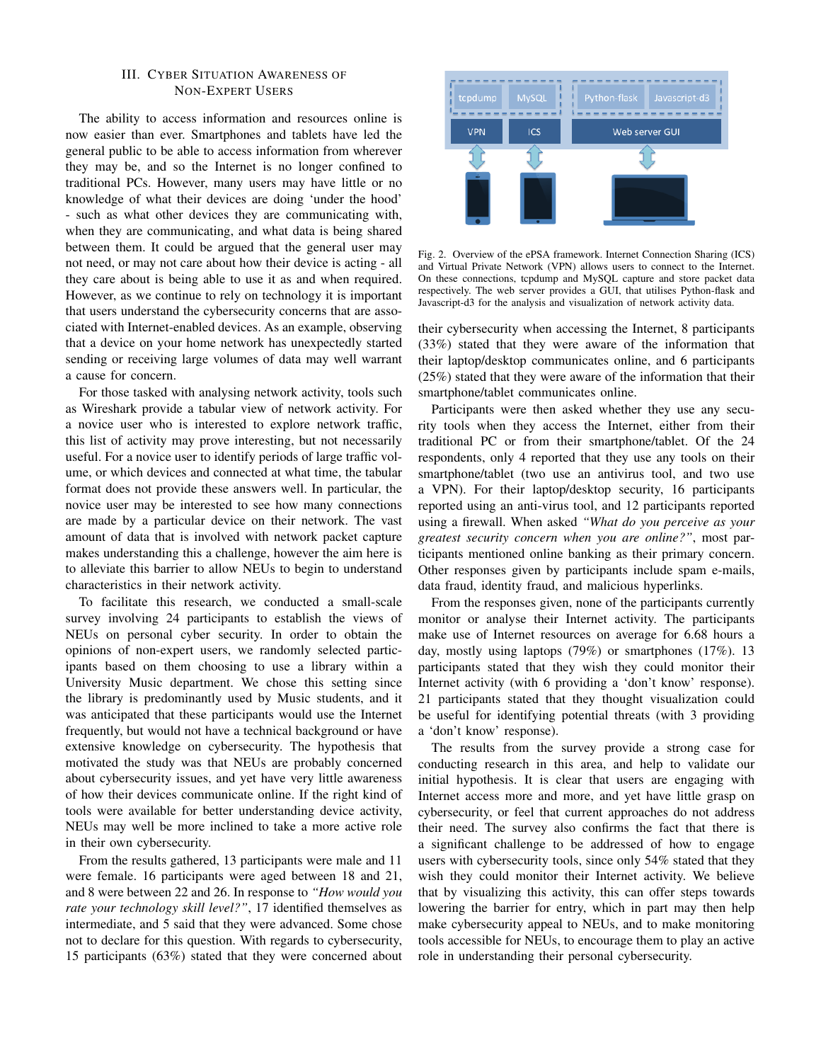## III. Cyber Situation Awareness of Non-Expert Users

The ability to access information and resources online is now easier than ever. Smartphones and tablets have led the general public to be able to access information from wherever they may be, and so the Internet is no longer confined to traditional PCs. However, many users may have little or no knowledge of what their devices are doing 'under the hood' - such as what other devices they are communicating with, when they are communicating, and what data is being shared between them. It could be argued that the general user may not need, or may not care about how their device is acting - all they care about is being able to use it as and when required. However, as we continue to rely on technology it is important that users understand the cybersecurity concerns that are associated with Internet-enabled devices. As an example, observing that a device on your home network has unexpectedly started sending or receiving large volumes of data may well warrant a cause for concern.

For those tasked with analysing network activity, tools such as Wireshark provide a tabular view of network activity. For a novice user who is interested to explore network traffic, this list of activity may prove interesting, but not necessarily useful. For a novice user to identify periods of large traffic volume, or which devices and connected at what time, the tabular format does not provide these answers well. In particular, the novice user may be interested to see how many connections are made by a particular device on their network. The vast amount of data that is involved with network packet capture makes understanding this a challenge, however the aim here is to alleviate this barrier to allow NEUs to begin to understand characteristics in their network activity.

To facilitate this research, we conducted a small-scale survey involving 24 participants to establish the views of NEUs on personal cyber security. In order to obtain the opinions of non-expert users, we randomly selected participants based on them choosing to use a library within a University Music department. We chose this setting since the library is predominantly used by Music students, and it was anticipated that these participants would use the Internet frequently, but would not have a technical background or have extensive knowledge on cybersecurity. The hypothesis that motivated the study was that NEUs are probably concerned about cybersecurity issues, and yet have very little awareness of how their devices communicate online. If the right kind of tools were available for better understanding device activity, NEUs may well be more inclined to take a more active role in their own cybersecurity.

From the results gathered, 13 participants were male and 11 were female. 16 participants were aged between 18 and 21, and 8 were between 22 and 26. In response to *"How would you rate your technology skill level?"*, 17 identified themselves as intermediate, and 5 said that they were advanced. Some chose not to declare for this question. With regards to cybersecurity, 15 participants (63%) stated that they were concerned about their cybersecurity when accessing the Internet, 8 participants (33%) stated that they were aware of the information that their laptop/desktop communicates online, and 6 participants (25%) stated that they were aware of the information that their smartphone/tablet communicates online.

Fig. 2. Overview of the ePSA framework. Internet Connection Sharing (ICS) and Virtual Private Network (VPN) allows users to connect to the Internet. On these connections, tcpdump and MySQL capture and store packet data respectively. The web server provides a GUI, that utilises Python-flask and Javascript-d3 for the analysis and visualization of network activity data.

Participants were then asked whether they use any security tools when they access the Internet, either from their traditional PC or from their smartphone/tablet. Of the 24 respondents, only 4 reported that they use any tools on their smartphone/tablet (two use an antivirus tool, and two use a VPN). For their laptop/desktop security, 16 participants reported using an anti-virus tool, and 12 participants reported using a firewall. When asked *"What do you perceive as your greatest security concern when you are online?"*, most participants mentioned online banking as their primary concern. Other responses given by participants include spam e-mails, data fraud, identity fraud, and malicious hyperlinks.

From the responses given, none of the participants currently monitor or analyse their Internet activity. The participants make use of Internet resources on average for 6.68 hours a day, mostly using laptops (79%) or smartphones (17%). 13 participants stated that they wish they could monitor their Internet activity (with 6 providing a 'don't know' response). 21 participants stated that they thought visualization could be useful for identifying potential threats (with 3 providing a 'don't know' response).

The results from the survey provide a strong case for conducting research in this area, and help to validate our initial hypothesis. It is clear that users are engaging with Internet access more and more, and yet have little grasp on cybersecurity, or feel that current approaches do not address their need. The survey also confirms the fact that there is a significant challenge to be addressed of how to engage users with cybersecurity tools, since only 54% stated that they wish they could monitor their Internet activity. We believe that by visualizing this activity, this can offer steps towards lowering the barrier for entry, which in part may then help make cybersecurity appeal to NEUs, and to make monitoring tools accessible for NEUs, to encourage them to play an active role in understanding their personal cybersecurity.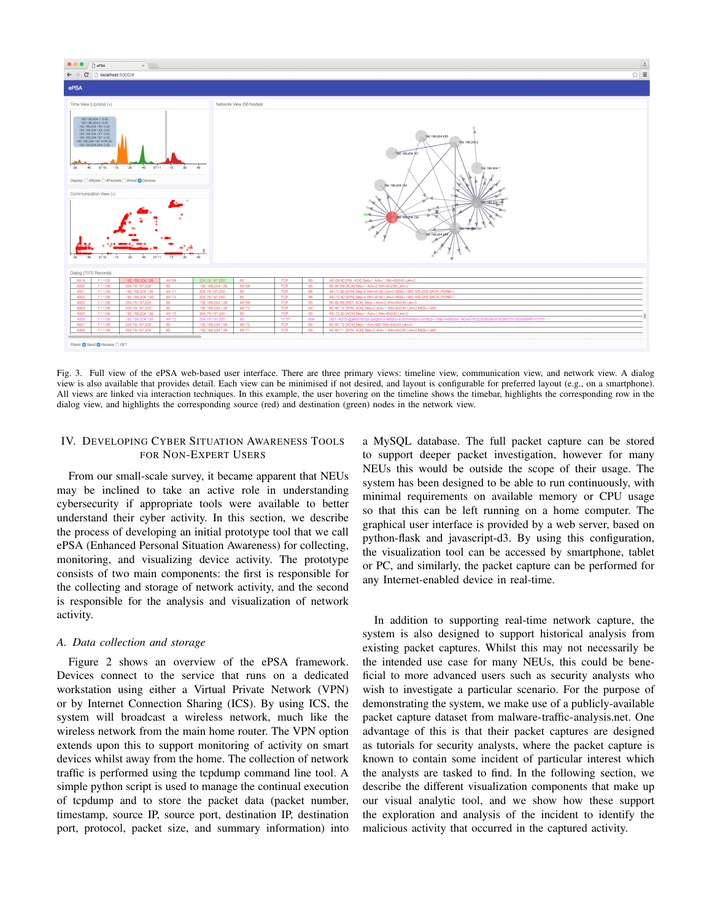Fig. 3. Full view of the ePSA web-based user interface. There are three primary views: timeline view, communication view, and network view. A dialog view is also available that provides detail. Each view can be minimised if not desired, and layout is configurable for preferred layout (e.g., on a smartphone). All views are linked via interaction techniques. In this example, the user hovering on the timeline shows the timebar, highlights the corresponding row in the dialog view, and highlights the corresponding source (red) and destination (green) nodes in the network view.

## IV. Developing Cyber Situation Awareness Tools for Non-Expert Users

From our small-scale survey, it became apparent that NEUs may be inclined to take an active role in understanding cybersecurity if appropriate tools were available to better understand their cyber activity. In this section, we describe the process of developing an initial prototype tool that we call ePSA (Enhanced Personal Situation Awareness) for collecting, monitoring, and visualizing device activity. The prototype consists of two main components: the first is responsible for the collecting and storage of network activity, and the second is responsible for the analysis and visualization of network activity.

### *A. Data collection and storage*

Figure 2 shows an overview of the ePSA framework. Devices connect to the service that runs on a dedicated workstation using either a Virtual Private Network (VPN) or by Internet Connection Sharing (ICS). By using ICS, the system will broadcast a wireless network, much like the wireless network from the main home router. The VPN option extends upon this to support monitoring of activity on smart devices whilst away from the home. The collection of network traffic is performed using the tcpdump command line tool. A simple python script is used to manage the continual execution of tcpdump and to store the packet data (packet number, timestamp, source IP, source port, destination IP, destination port, protocol, packet size, and summary information) into a MySQL database. The full packet capture can be stored to support deeper packet investigation, however for many NEUs this would be outside the scope of their usage. The system has been designed to be able to run continuously, with minimal requirements on available memory or CPU usage so that this can be left running on a home computer. The graphical user interface is provided by a web server, based on python-flask and javascript-d3. By using this configuration, the visualization tool can be accessed by smartphone, tablet or PC, and similarly, the packet capture can be performed for any Internet-enabled device in real-time.

In addition to supporting real-time network capture, the system is also designed to support historical analysis from existing packet captures. Whilst this may not necessarily be the intended use case for many NEUs, this could be beneficial to more advanced users such as security analysts who wish to investigate a particular scenario. For the purpose of demonstrating the system, we make use of a publicly-available packet capture dataset from malware-traffic-analysis.net. One advantage of this is that their packet captures are designed as tutorials for security analysts, where the packet capture is known to contain some incident of particular interest which the analysts are tasked to find. In the following section, we describe the different visualization components that make up our visual analytic tool, and we show how these support the exploration and analysis of the incident to identify the malicious activity that occurred in the captured activity.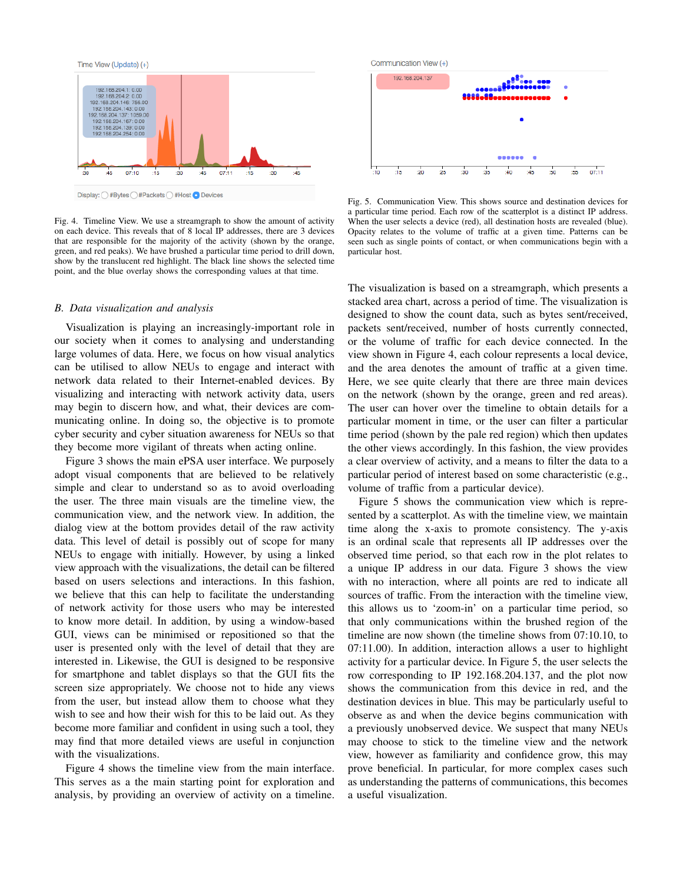Fig. 4. Timeline View. We use a streamgraph to show the amount of activity on each device. This reveals that of 8 local IP addresses, there are 3 devices that are responsible for the majority of the activity (shown by the orange, green, and red peaks). We have brushed a particular time period to drill down, show by the translucent red highlight. The black line shows the selected time point, and the blue overlay shows the corresponding values at that time.

Fig. 5. Communication View. This shows source and destination devices for a particular time period. Each row of the scatterplot is a distinct IP address. When the user selects a device (red), all destination hosts are revealed (blue). Opacity relates to the volume of traffic at a given time. Patterns can be seen such as single points of contact, or when communications begin with a particular host.

### B. Data visualization and analysis

Visualization is playing an increasingly-important role in our society when it comes to analysing and understanding large volumes of data. Here, we focus on how visual analytics can be utilised to allow NEUs to engage and interact with network data related to their Internet-enabled devices. By visualizing and interacting with network activity data, users may begin to discern how, and what, their devices are communicating online. In doing so, the objective is to promote cyber security and cyber situation awareness for NEUs so that they become more vigilant of threats when acting online.

Figure 3 shows the main ePSA user interface. We purposely adopt visual components that are believed to be relatively simple and clear to understand so as to avoid overloading the user. The three main visuals are the timeline view, the communication view, and the network view. In addition, the dialog view at the bottom provides detail of the raw activity data. This level of detail is possibly out of scope for many NEUs to engage with initially. However, by using a linked view approach with the visualizations, the detail can be filtered based on users selections and interactions. In this fashion, we believe that this can help to facilitate the understanding of network activity for those users who may be interested to know more detail. In addition, by using a window-based GUI, views can be minimised or repositioned so that the user is presented only with the level of detail that they are interested in. Likewise, the GUI is designed to be responsive for smartphone and tablet displays so that the GUI fits the screen size appropriately. We choose not to hide any views from the user, but instead allow them to choose what they wish to see and how their wish for this to be laid out. As they become more familiar and confident in using such a tool, they may find that more detailed views are useful in conjunction with the visualizations.

Figure 4 shows the timeline view from the main interface. This serves as a the main starting point for exploration and analysis, by providing an overview of activity on a timeline. The visualization is based on a streamgraph, which presents a stacked area chart, across a period of time. The visualization is designed to show the count data, such as bytes sent/received, packets sent/received, number of hosts currently connected, or the volume of traffic for each device connected. In the view shown in Figure 4, each colour represents a local device, and the area denotes the amount of traffic at a given time. Here, we see quite clearly that there are three main devices on the network (shown by the orange, green and red areas). The user can hover over the timeline to obtain details for a particular moment in time, or the user can filter a particular time period (shown by the pale red region) which then updates the other views accordingly. In this fashion, the view provides a clear overview of activity, and a means to filter the data to a particular period of interest based on some characteristic (e.g., volume of traffic from a particular device).

Figure 5 shows the communication view which is represented by a scatterplot. As with the timeline view, we maintain time along the x-axis to promote consistency. The y-axis is an ordinal scale that represents all IP addresses over the observed time period, so that each row in the plot relates to a unique IP address in our data. Figure 3 shows the view with no interaction, where all points are red to indicate all sources of traffic. From the interaction with the timeline view, this allows us to 'zoom-in' on a particular time period, so that only communications within the brushed region of the timeline are now shown (the timeline shows from 07:10.10, to 07:11.00). In addition, interaction allows a user to highlight activity for a particular device. In Figure 5, the user selects the row corresponding to IP 192.168.204.137, and the plot now shows the communication from this device in red, and the destination devices in blue. This may be particularly useful to observe as and when the device begins communication with a previously unobserved device. We suspect that many NEUs may choose to stick to the timeline view and the network view, however as familiarity and confidence grow, this may prove beneficial. In particular, for more complex cases such as understanding the patterns of communications, this becomes a useful visualization.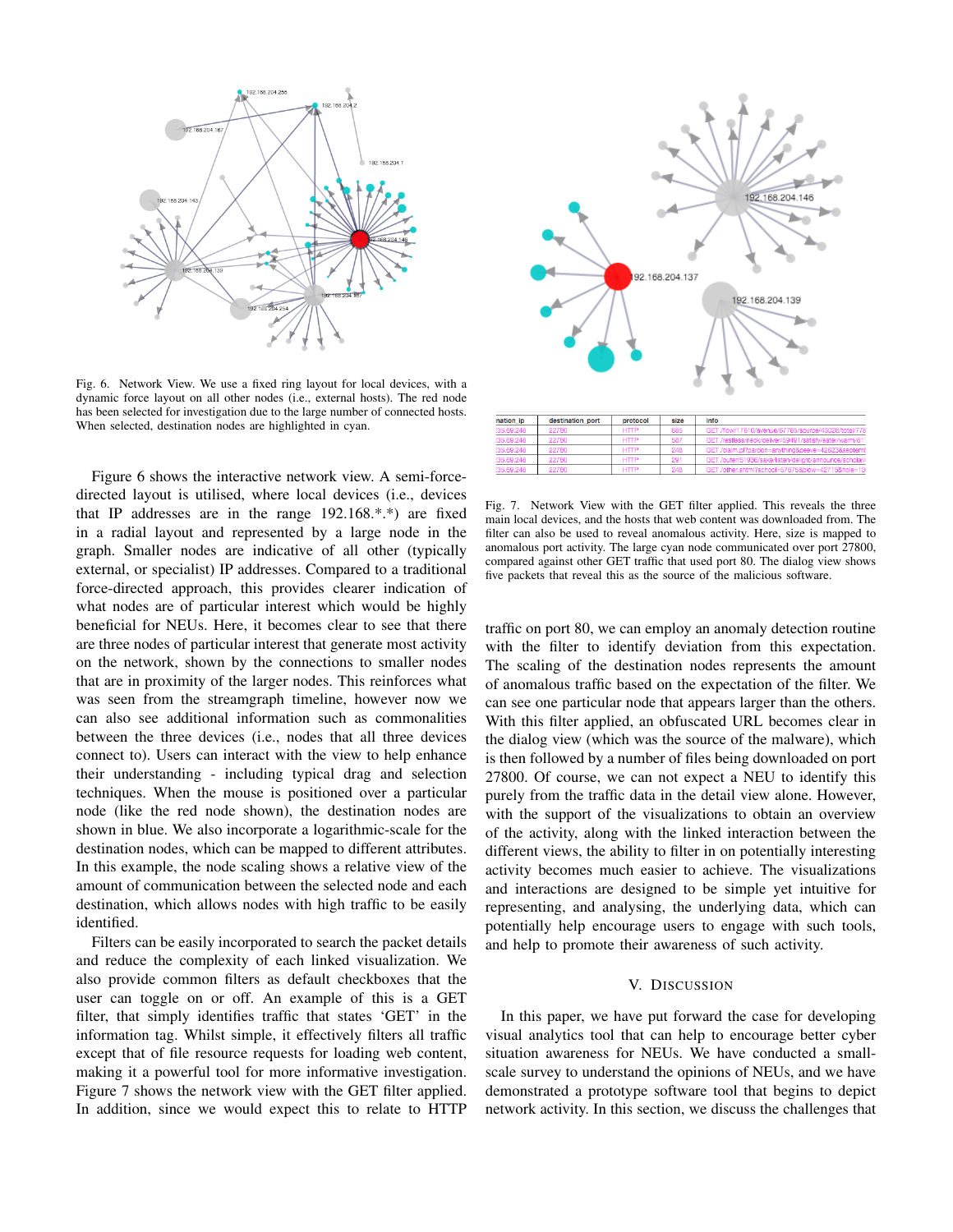192.168.204.255
192.168.204.2
192.168.204.167
192.168.204.1
192.168.204.143
192.168.204.146
192.168.204.139
192.168.204.137
192.168.204.254

Fig. 6. Network View. We use a fixed ring layout for local devices, with a dynamic force layout on all other nodes (i.e., external hosts). The red node has been selected for investigation due to the large number of connected hosts. When selected, destination nodes are highlighted in cyan.

Figure 6 shows the interactive network view. A semi-force-directed layout is utilised, where local devices (i.e., devices that IP addresses are in the range 192.168.*.*) are fixed in a radial layout and represented by a large node in the graph. Smaller nodes are indicative of all other (typically external, or specialist) IP addresses. Compared to a traditional force-directed approach, this provides clearer indication of what nodes are of particular interest which would be highly beneficial for NEUs. Here, it becomes clear to see that there are three nodes of particular interest that generate most activity on the network, shown by the connections to smaller nodes that are in proximity of the larger nodes. This reinforces what was seen from the streamgraph timeline, however now we can also see additional information such as commonalities between the three devices (i.e., nodes that all three devices connect to). Users can interact with the view to help enhance their understanding - including typical drag and selection techniques. When the mouse is positioned over a particular node (like the red node shown), the destination nodes are shown in blue. We also incorporate a logarithmic-scale for the destination nodes, which can be mapped to different attributes. In this example, the node scaling shows a relative view of the amount of communication between the selected node and each destination, which allows nodes with high traffic to be easily identified.

Filters can be easily incorporated to search the packet details and reduce the complexity of each linked visualization. We also provide common filters as default checkboxes that the user can toggle on or off. An example of this is a GET filter, that simply identifies traffic that states 'GET' in the information tag. Whilst simple, it effectively filters all traffic except that of file resource requests for loading web content, making it a powerful tool for more informative investigation. Figure 7 shows the network view with the GET filter applied. In addition, since we would expect this to relate to HTTP traffic on port 80, we can employ an anomaly detection routine with the filter to identify deviation from this expectation. The scaling of the destination nodes represents the amount of anomalous traffic based on the expectation of the filter. We can see one particular node that appears larger than the others. With this filter applied, an obfuscated URL becomes clear in the dialog view (which was the source of the malware), which is then followed by a number of files being downloaded on port 27800. Of course, we can not expect a NEU to identify this purely from the traffic data in the detail view alone. However, with the support of the visualizations to obtain an overview of the activity, along with the linked interaction between the different views, the ability to filter in on potentially interesting activity becomes much easier to achieve. The visualizations and interactions are designed to be simple yet intuitive for representing, and analysing, the underlying data, which can potentially help encourage users to engage with such tools, and help to promote their awareness of such activity.

192.168.204.146
192.168.204.137
192.168.204.139

| nation_ip | destination_port | protocol | size | info |
|---|---|---|---|---|
| 35.69.248 | 22780 | HTTP | 685 | GET /flow/17610/avenue/57765/source/43028/total/778 |
| 35.69.248 | 22780 | HTTP | 587 | GET /restless/neck/deliver/59491/satisfy/eater/warm/61 |
| 35.69.248 | 22780 | HTTP | 248 | GET /claim.pl?garden=anything&peeve=42623&septemt |
| 35.69.248 | 22780 | HTTP | 291 | GET /outer/51936/sake/listen/delight/announce/scholar/ |
| 35.69.248 | 22780 | HTTP | 248 | GET /other.shtml?school=57675&blow=42715&hole=13 |

Fig. 7. Network View with the GET filter applied. This reveals the three main local devices, and the hosts that web content was downloaded from. The filter can also be used to reveal anomalous activity. Here, size is mapped to anomalous port activity. The large cyan node communicated over port 27800, compared against other GET traffic that used port 80. The dialog view shows five packets that reveal this as the source of the malicious software.

## V. Discussion

In this paper, we have put forward the case for developing visual analytics tool that can help to encourage better cyber situation awareness for NEUs. We have conducted a small-scale survey to understand the opinions of NEUs, and we have demonstrated a prototype software tool that begins to depict network activity. In this section, we discuss the challenges that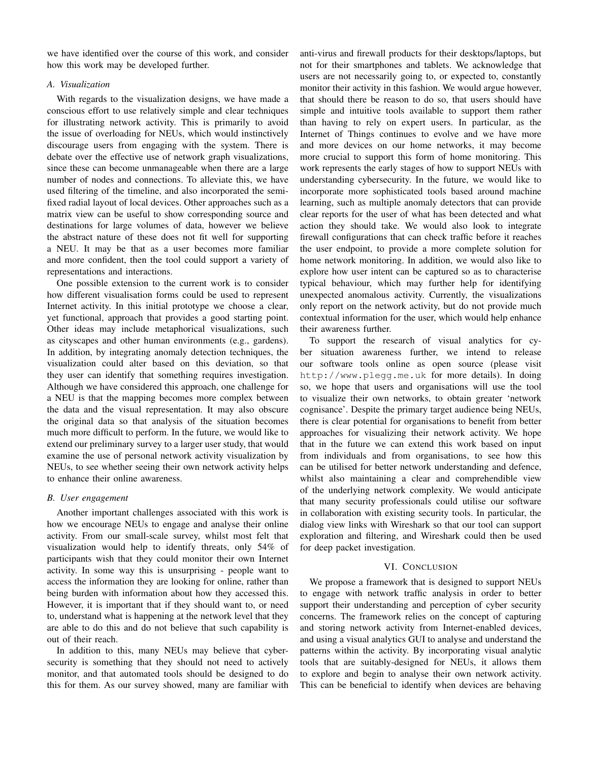we have identified over the course of this work, and consider how this work may be developed further.

### A. Visualization

With regards to the visualization designs, we have made a conscious effort to use relatively simple and clear techniques for illustrating network activity. This is primarily to avoid the issue of overloading for NEUs, which would instinctively discourage users from engaging with the system. There is debate over the effective use of network graph visualizations, since these can become unmanageable when there are a large number of nodes and connections. To alleviate this, we have used filtering of the timeline, and also incorporated the semi-fixed radial layout of local devices. Other approaches such as a matrix view can be useful to show corresponding source and destinations for large volumes of data, however we believe the abstract nature of these does not fit well for supporting a NEU. It may be that as a user becomes more familiar and more confident, then the tool could support a variety of representations and interactions.

One possible extension to the current work is to consider how different visualisation forms could be used to represent Internet activity. In this initial prototype we choose a clear, yet functional, approach that provides a good starting point. Other ideas may include metaphorical visualizations, such as cityscapes and other human environments (e.g., gardens). In addition, by integrating anomaly detection techniques, the visualization could alter based on this deviation, so that they user can identify that something requires investigation. Although we have considered this approach, one challenge for a NEU is that the mapping becomes more complex between the data and the visual representation. It may also obscure the original data so that analysis of the situation becomes much more difficult to perform. In the future, we would like to extend our preliminary survey to a larger user study, that would examine the use of personal network activity visualization by NEUs, to see whether seeing their own network activity helps to enhance their online awareness.

### B. User engagement

Another important challenges associated with this work is how we encourage NEUs to engage and analyse their online activity. From our small-scale survey, whilst most felt that visualization would help to identify threats, only 54% of participants wish that they could monitor their own Internet activity. In some way this is unsurprising - people want to access the information they are looking for online, rather than being burden with information about how they accessed this. However, it is important that if they should want to, or need to, understand what is happening at the network level that they are able to do this and do not believe that such capability is out of their reach.

In addition to this, many NEUs may believe that cyber-security is something that they should not need to actively monitor, and that automated tools should be designed to do this for them. As our survey showed, many are familiar with anti-virus and firewall products for their desktops/laptops, but not for their smartphones and tablets. We acknowledge that users are not necessarily going to, or expected to, constantly monitor their activity in this fashion. We would argue however, that should there be reason to do so, that users should have simple and intuitive tools available to support them rather than having to rely on expert users. In particular, as the Internet of Things continues to evolve and we have more and more devices on our home networks, it may become more crucial to support this form of home monitoring. This work represents the early stages of how to support NEUs with understanding cybersecurity. In the future, we would like to incorporate more sophisticated tools based around machine learning, such as multiple anomaly detectors that can provide clear reports for the user of what has been detected and what action they should take. We would also look to integrate firewall configurations that can check traffic before it reaches the user endpoint, to provide a more complete solution for home network monitoring. In addition, we would also like to explore how user intent can be captured so as to characterise typical behaviour, which may further help for identifying unexpected anomalous activity. Currently, the visualizations only report on the network activity, but do not provide much contextual information for the user, which would help enhance their awareness further.

To support the research of visual analytics for cyber situation awareness further, we intend to release our software tools online as open source (please visit `http://www.plegg.me.uk` for more details). In doing so, we hope that users and organisations will use the tool to visualize their own networks, to obtain greater 'network cognisance'. Despite the primary target audience being NEUs, there is clear potential for organisations to benefit from better approaches for visualizing their network activity. We hope that in the future we can extend this work based on input from individuals and from organisations, to see how this can be utilised for better network understanding and defence, whilst also maintaining a clear and comprehendible view of the underlying network complexity. We would anticipate that many security professionals could utilise our software in collaboration with existing security tools. In particular, the dialog view links with Wireshark so that our tool can support exploration and filtering, and Wireshark could then be used for deep packet investigation.

## VI. Conclusion

We propose a framework that is designed to support NEUs to engage with network traffic analysis in order to better support their understanding and perception of cyber security concerns. The framework relies on the concept of capturing and storing network activity from Internet-enabled devices, and using a visual analytics GUI to analyse and understand the patterns within the activity. By incorporating visual analytic tools that are suitably-designed for NEUs, it allows them to explore and begin to analyse their own network activity. This can be beneficial to identify when devices are behaving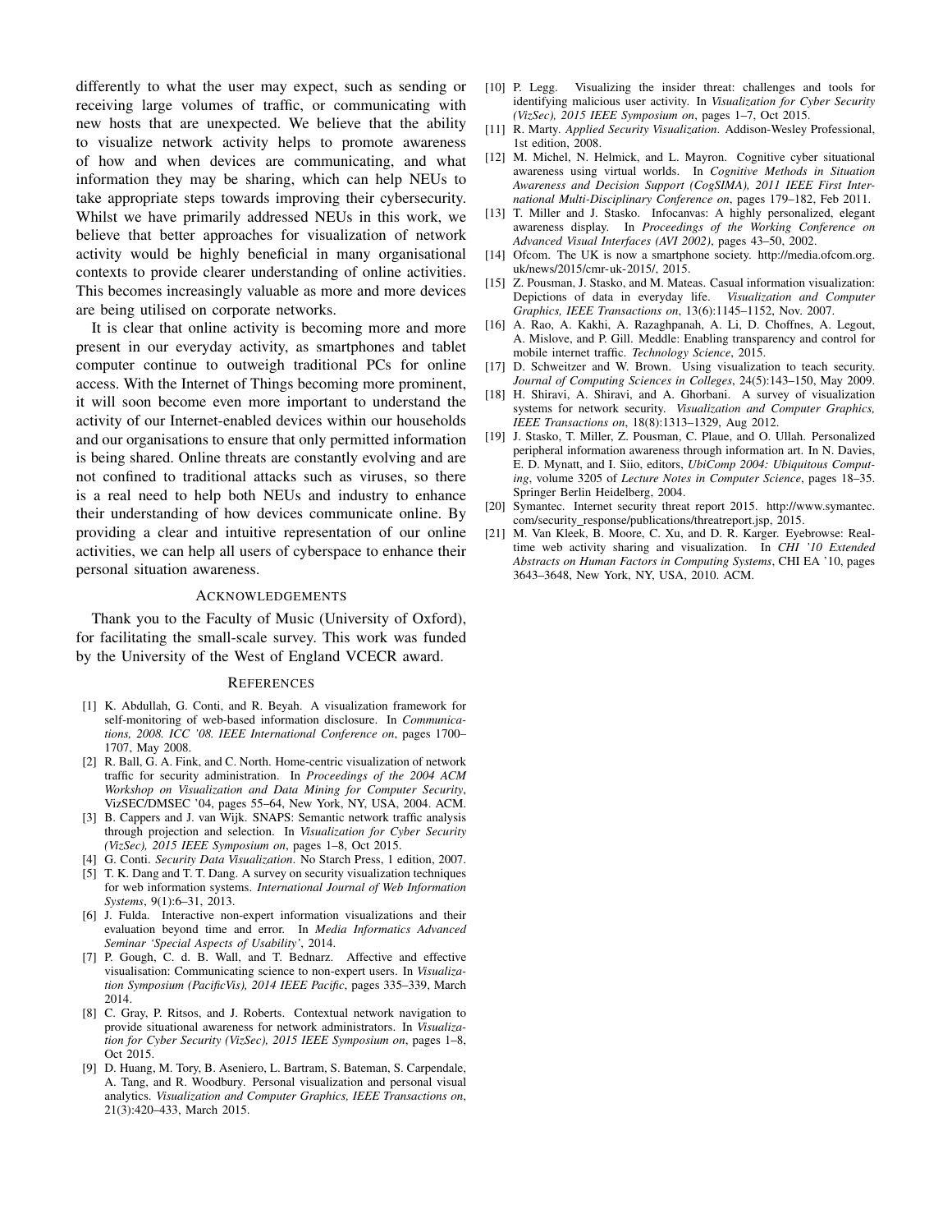differently to what the user may expect, such as sending or receiving large volumes of traffic, or communicating with new hosts that are unexpected. We believe that the ability to visualize network activity helps to promote awareness of how and when devices are communicating, and what information they may be sharing, which can help NEUs to take appropriate steps towards improving their cybersecurity. Whilst we have primarily addressed NEUs in this work, we believe that better approaches for visualization of network activity would be highly beneficial in many organisational contexts to provide clearer understanding of online activities. This becomes increasingly valuable as more and more devices are being utilised on corporate networks.

It is clear that online activity is becoming more and more present in our everyday activity, as smartphones and tablet computer continue to outweigh traditional PCs for online access. With the Internet of Things becoming more prominent, it will soon become even more important to understand the activity of our Internet-enabled devices within our households and our organisations to ensure that only permitted information is being shared. Online threats are constantly evolving and are not confined to traditional attacks such as viruses, so there is a real need to help both NEUs and industry to enhance their understanding of how devices communicate online. By providing a clear and intuitive representation of our online activities, we can help all users of cyberspace to enhance their personal situation awareness.

## Acknowledgements

Thank you to the Faculty of Music (University of Oxford), for facilitating the small-scale survey. This work was funded by the University of the West of England VCECR award.

## References

[1] K. Abdullah, G. Conti, and R. Beyah. A visualization framework for self-monitoring of web-based information disclosure. In *Communications, 2008. ICC '08. IEEE International Conference on*, pages 1700–1707, May 2008.

[2] R. Ball, G. A. Fink, and C. North. Home-centric visualization of network traffic for security administration. In *Proceedings of the 2004 ACM Workshop on Visualization and Data Mining for Computer Security*, VizSEC/DMSEC '04, pages 55–64, New York, NY, USA, 2004. ACM.

[3] B. Cappers and J. van Wijk. SNAPS: Semantic network traffic analysis through projection and selection. In *Visualization for Cyber Security (VizSec), 2015 IEEE Symposium on*, pages 1–8, Oct 2015.

[4] G. Conti. *Security Data Visualization*. No Starch Press, 1 edition, 2007.

[5] T. K. Dang and T. T. Dang. A survey on security visualization techniques for web information systems. *International Journal of Web Information Systems*, 9(1):6–31, 2013.

[6] J. Fulda. Interactive non-expert information visualizations and their evaluation beyond time and error. In *Media Informatics Advanced Seminar 'Special Aspects of Usability'*, 2014.

[7] P. Gough, C. d. B. Wall, and T. Bednarz. Affective and effective visualisation: Communicating science to non-expert users. In *Visualization Symposium (PacificVis), 2014 IEEE Pacific*, pages 335–339, March 2014.

[8] C. Gray, P. Ritsos, and J. Roberts. Contextual network navigation to provide situational awareness for network administrators. In *Visualization for Cyber Security (VizSec), 2015 IEEE Symposium on*, pages 1–8, Oct 2015.

[9] D. Huang, M. Tory, B. Aseniero, L. Bartram, S. Bateman, S. Carpendale, A. Tang, and R. Woodbury. Personal visualization and personal visual analytics. *Visualization and Computer Graphics, IEEE Transactions on*, 21(3):420–433, March 2015.

[10] P. Legg. Visualizing the insider threat: challenges and tools for identifying malicious user activity. In *Visualization for Cyber Security (VizSec), 2015 IEEE Symposium on*, pages 1–7, Oct 2015.

[11] R. Marty. *Applied Security Visualization*. Addison-Wesley Professional, 1st edition, 2008.

[12] M. Michel, N. Helmick, and L. Mayron. Cognitive cyber situational awareness using virtual worlds. In *Cognitive Methods in Situation Awareness and Decision Support (CogSIMA), 2011 IEEE First International Multi-Disciplinary Conference on*, pages 179–182, Feb 2011.

[13] T. Miller and J. Stasko. Infocanvas: A highly personalized, elegant awareness display. In *Proceedings of the Working Conference on Advanced Visual Interfaces (AVI 2002)*, pages 43–50, 2002.

[14] Ofcom. The UK is now a smartphone society. http://media.ofcom.org.uk/news/2015/cmr-uk-2015/, 2015.

[15] Z. Pousman, J. Stasko, and M. Mateas. Casual information visualization: Depictions of data in everyday life. *Visualization and Computer Graphics, IEEE Transactions on*, 13(6):1145–1152, Nov. 2007.

[16] A. Rao, A. Kakhi, A. Razaghpanah, A. Li, D. Choffnes, A. Legout, A. Mislove, and P. Gill. Meddle: Enabling transparency and control for mobile internet traffic. *Technology Science*, 2015.

[17] D. Schweitzer and W. Brown. Using visualization to teach security. *Journal of Computing Sciences in Colleges*, 24(5):143–150, May 2009.

[18] H. Shiravi, A. Shiravi, and A. Ghorbani. A survey of visualization systems for network security. *Visualization and Computer Graphics, IEEE Transactions on*, 18(8):1313–1329, Aug 2012.

[19] J. Stasko, T. Miller, Z. Pousman, C. Plaue, and O. Ullah. Personalized peripheral information awareness through information art. In N. Davies, E. D. Mynatt, and I. Siio, editors, *UbiComp 2004: Ubiquitous Computing*, volume 3205 of *Lecture Notes in Computer Science*, pages 18–35. Springer Berlin Heidelberg, 2004.

[20] Symantec. Internet security threat report 2015. http://www.symantec.com/security_response/publications/threatreport.jsp, 2015.

[21] M. Van Kleek, B. Moore, C. Xu, and D. R. Karger. Eyebrowse: Real-time web activity sharing and visualization. In *CHI '10 Extended Abstracts on Human Factors in Computing Systems*, CHI EA '10, pages 3643–3648, New York, NY, USA, 2010. ACM.